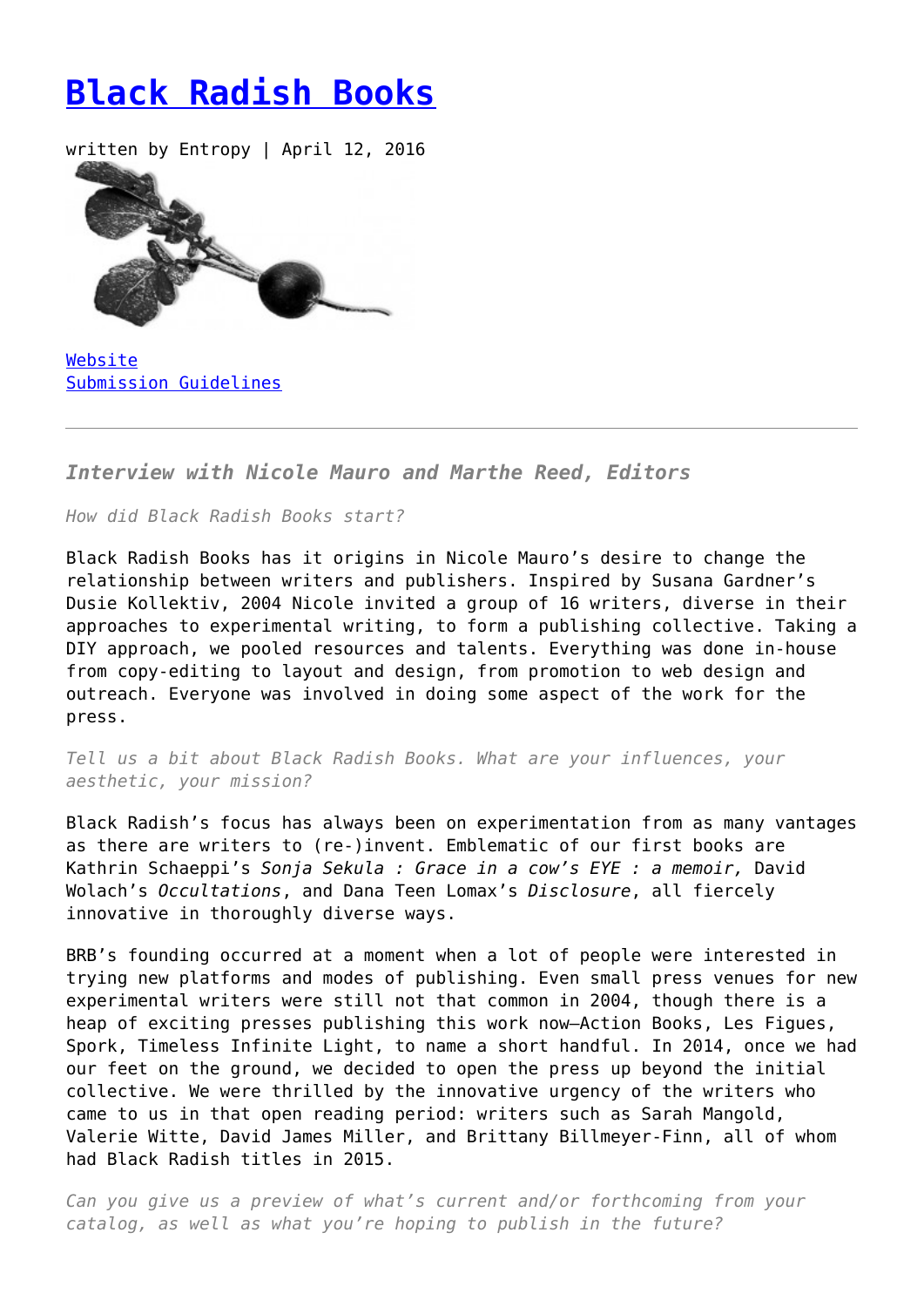# [Black Radish Books]()

written by Entropy | April 12, 2016

[Website]()
[Submission Guidelines]()

---

### *Interview with Nicole Mauro and Marthe Reed, Editors*

*How did Black Radish Books start?*

Black Radish Books has it origins in Nicole Mauro's desire to change the relationship between writers and publishers. Inspired by Susana Gardner's Dusie Kollektiv, 2004 Nicole invited a group of 16 writers, diverse in their approaches to experimental writing, to form a publishing collective. Taking a DIY approach, we pooled resources and talents. Everything was done in-house from copy-editing to layout and design, from promotion to web design and outreach. Everyone was involved in doing some aspect of the work for the press.

*Tell us a bit about Black Radish Books. What are your influences, your aesthetic, your mission?*

Black Radish's focus has always been on experimentation from as many vantages as there are writers to (re-)invent. Emblematic of our first books are Kathrin Schaeppi's *Sonja Sekula : Grace in a cow's EYE : a memoir,* David Wolach's *Occultations*, and Dana Teen Lomax's *Disclosure*, all fiercely innovative in thoroughly diverse ways.

BRB's founding occurred at a moment when a lot of people were interested in trying new platforms and modes of publishing. Even small press venues for new experimental writers were still not that common in 2004, though there is a heap of exciting presses publishing this work now—Action Books, Les Figues, Spork, Timeless Infinite Light, to name a short handful. In 2014, once we had our feet on the ground, we decided to open the press up beyond the initial collective. We were thrilled by the innovative urgency of the writers who came to us in that open reading period: writers such as Sarah Mangold, Valerie Witte, David James Miller, and Brittany Billmeyer-Finn, all of whom had Black Radish titles in 2015.

*Can you give us a preview of what's current and/or forthcoming from your catalog, as well as what you're hoping to publish in the future?*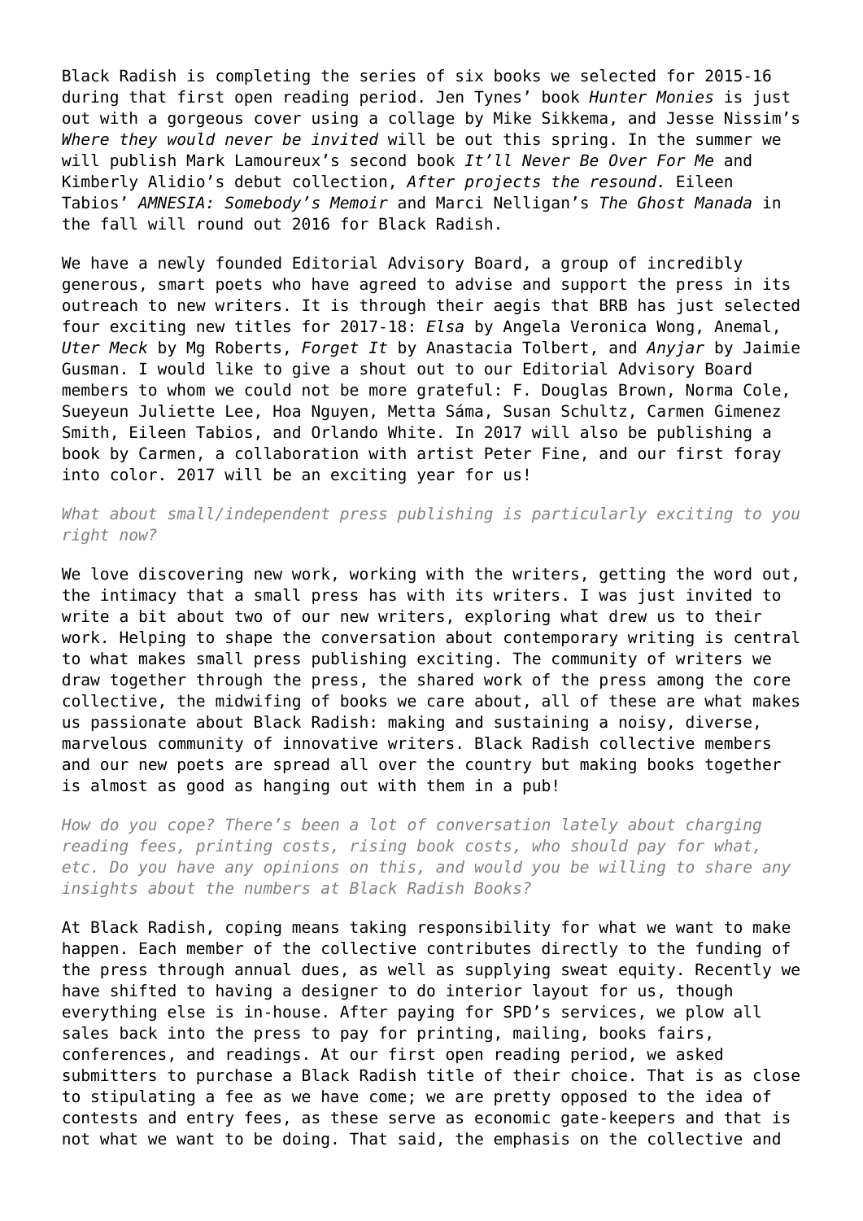Black Radish is completing the series of six books we selected for 2015-16 during that first open reading period. Jen Tynes' book *Hunter Monies* is just out with a gorgeous cover using a collage by Mike Sikkema, and Jesse Nissim's *Where they would never be invited* will be out this spring. In the summer we will publish Mark Lamoureux's second book *It'll Never Be Over For Me* and Kimberly Alidio's debut collection, *After projects the resound.* Eileen Tabios' *AMNESIA: Somebody's Memoir* and Marci Nelligan's *The Ghost Manada* in the fall will round out 2016 for Black Radish.

We have a newly founded Editorial Advisory Board, a group of incredibly generous, smart poets who have agreed to advise and support the press in its outreach to new writers. It is through their aegis that BRB has just selected four exciting new titles for 2017-18: *Elsa* by Angela Veronica Wong, Anemal, *Uter Meck* by Mg Roberts, *Forget It* by Anastacia Tolbert, and *Anyjar* by Jaimie Gusman. I would like to give a shout out to our Editorial Advisory Board members to whom we could not be more grateful: F. Douglas Brown, Norma Cole, Sueyeun Juliette Lee, Hoa Nguyen, Metta Sáma, Susan Schultz, Carmen Gimenez Smith, Eileen Tabios, and Orlando White. In 2017 will also be publishing a book by Carmen, a collaboration with artist Peter Fine, and our first foray into color. 2017 will be an exciting year for us!

*What about small/independent press publishing is particularly exciting to you right now?*

We love discovering new work, working with the writers, getting the word out, the intimacy that a small press has with its writers. I was just invited to write a bit about two of our new writers, exploring what drew us to their work. Helping to shape the conversation about contemporary writing is central to what makes small press publishing exciting. The community of writers we draw together through the press, the shared work of the press among the core collective, the midwifing of books we care about, all of these are what makes us passionate about Black Radish: making and sustaining a noisy, diverse, marvelous community of innovative writers. Black Radish collective members and our new poets are spread all over the country but making books together is almost as good as hanging out with them in a pub!

*How do you cope? There's been a lot of conversation lately about charging reading fees, printing costs, rising book costs, who should pay for what, etc. Do you have any opinions on this, and would you be willing to share any insights about the numbers at Black Radish Books?*

At Black Radish, coping means taking responsibility for what we want to make happen. Each member of the collective contributes directly to the funding of the press through annual dues, as well as supplying sweat equity. Recently we have shifted to having a designer to do interior layout for us, though everything else is in-house. After paying for SPD's services, we plow all sales back into the press to pay for printing, mailing, books fairs, conferences, and readings. At our first open reading period, we asked submitters to purchase a Black Radish title of their choice. That is as close to stipulating a fee as we have come; we are pretty opposed to the idea of contests and entry fees, as these serve as economic gate-keepers and that is not what we want to be doing. That said, the emphasis on the collective and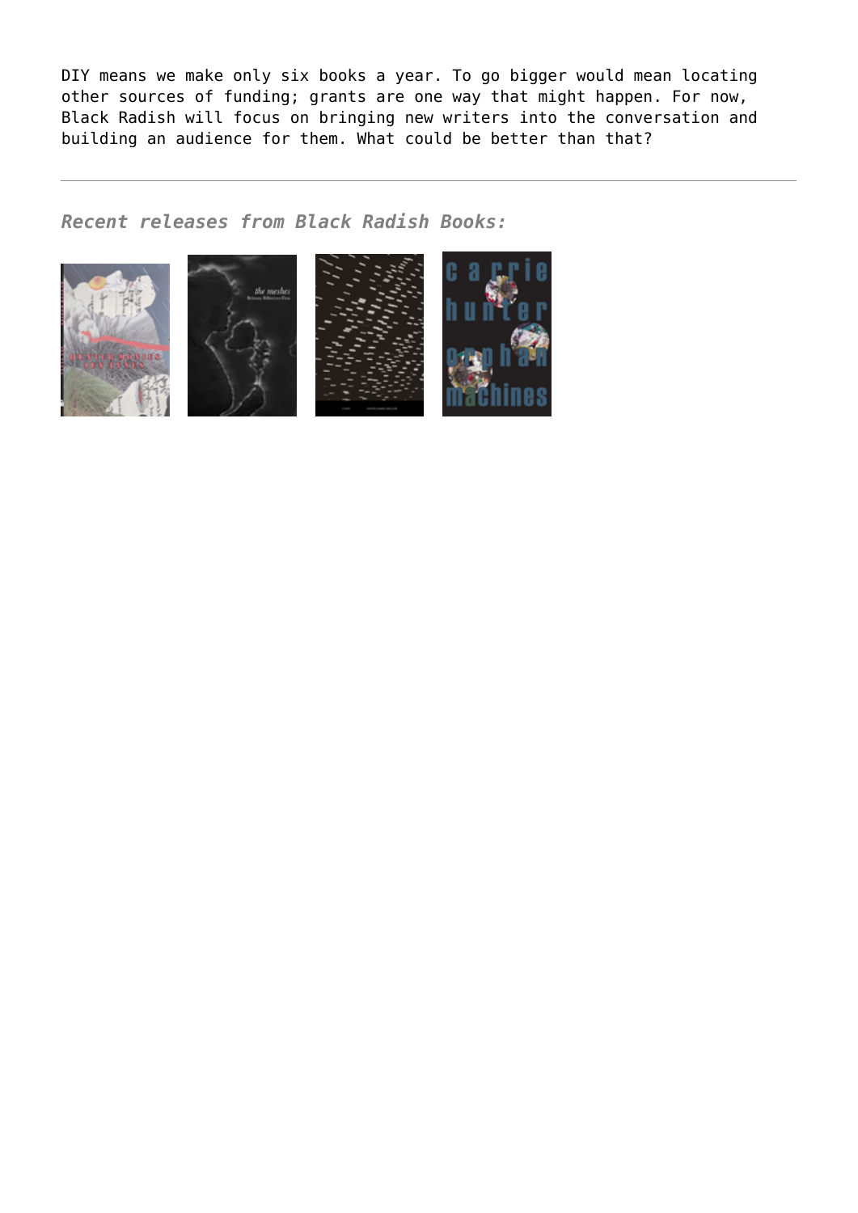DIY means we make only six books a year. To go bigger would mean locating other sources of funding; grants are one way that might happen. For now, Black Radish will focus on bringing new writers into the conversation and building an audience for them. What could be better than that?

---

***Recent releases from Black Radish Books:***